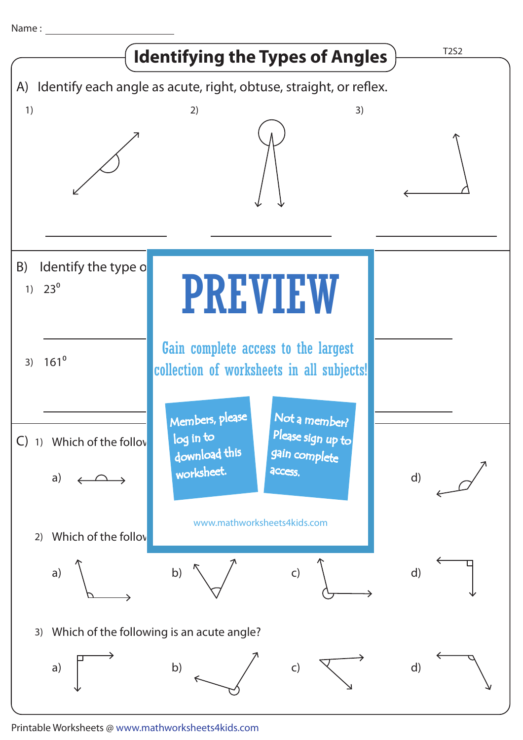Name : ____________________

# Identifying the Types of Angles

A) Identify each angle as acute, right, obtuse, straight, or reflex.

1) ____________________

2) ____________________

3) ____________________

B) Identify the type o

1) $23^0$

____________________

3) $161^0$

____________________

**PREVIEW**

Gain complete access to the largest collection of worksheets in all subjects!

Members, please log in to download this worksheet.

Not a member? Please sign up to gain complete access.

www.mathworksheets4kids.com

C) 1) Which of the follov

a) b) c) d)

2) Which of the follov

a) b) c) d)

3) Which of the following is an acute angle?

a) b) c) d)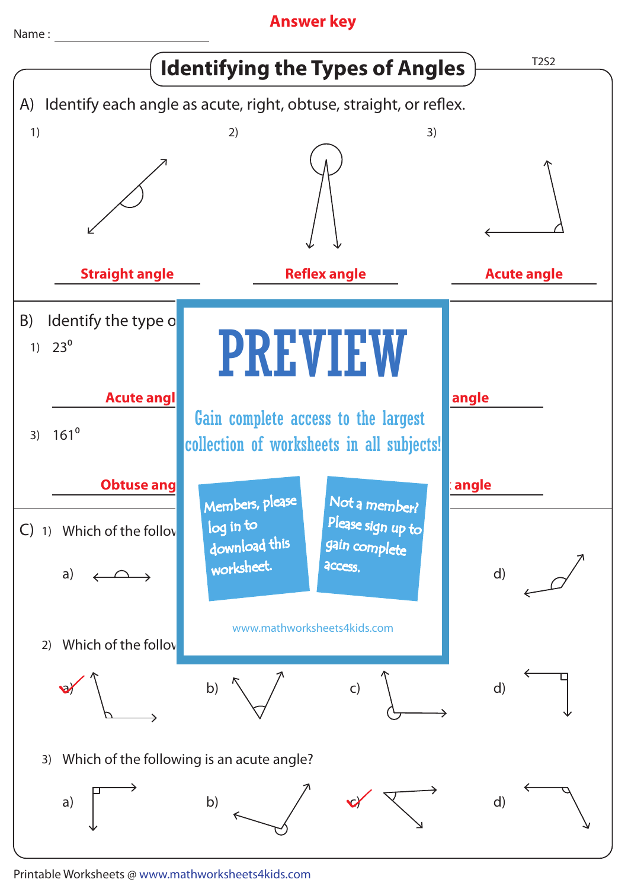**Answer key**

Name : ______________________

# Identifying the Types of Angles

T2S2

## A) Identify each angle as acute, right, obtuse, straight, or reflex.

1) **Straight angle**

2) **Reflex angle**

3) **Acute angle**

## B) Identify the type o

1) $23^0$

**Acute angl**

**angle**

3) $161^0$

**Obtuse ang**

**angle**

# PREVIEW

Gain complete access to the largest collection of worksheets in all subjects!

Members, please log in to download this worksheet.

Not a member? Please sign up to gain complete access.

www.mathworksheets4kids.com

## C)

1) Which of the follov

a) &nbsp;&nbsp;&nbsp; d)

2) Which of the follov

a) ✓ &nbsp;&nbsp;&nbsp; b) &nbsp;&nbsp;&nbsp; c) &nbsp;&nbsp;&nbsp; d)

3) Which of the following is an acute angle?

a) &nbsp;&nbsp;&nbsp; b) &nbsp;&nbsp;&nbsp; c) ✓ &nbsp;&nbsp;&nbsp; d)

Printable Worksheets @ www.mathworksheets4kids.com